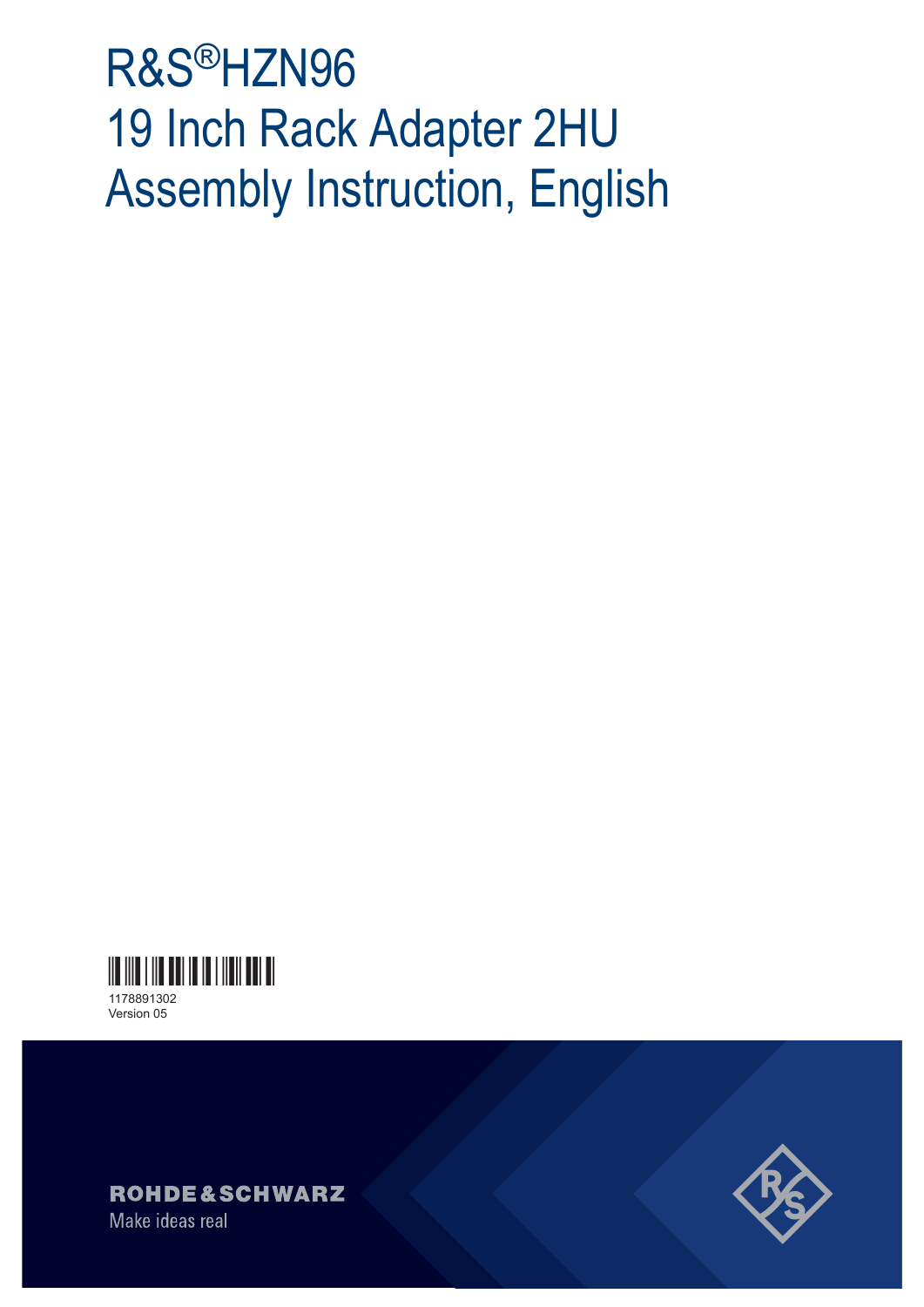# R&S®HZN96
# 19 Inch Rack Adapter 2HU
# Assembly Instruction, English

1178891302
Version 05

ROHDE&SCHWARZ
Make ideas real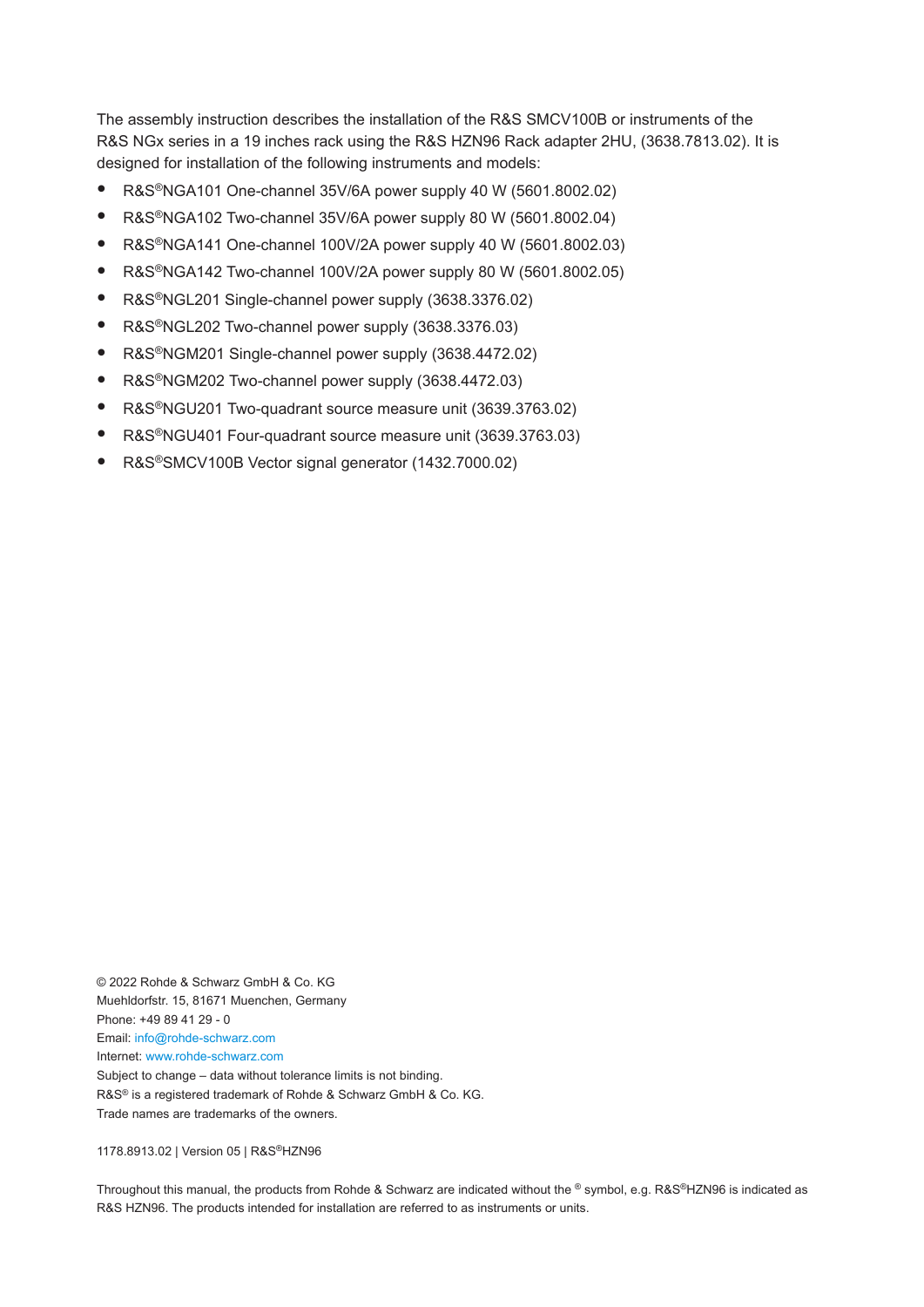The assembly instruction describes the installation of the R&S SMCV100B or instruments of the R&S NGx series in a 19 inches rack using the R&S HZN96 Rack adapter 2HU, (3638.7813.02). It is designed for installation of the following instruments and models:

- R&S®NGA101 One-channel 35V/6A power supply 40 W (5601.8002.02)
- R&S®NGA102 Two-channel 35V/6A power supply 80 W (5601.8002.04)
- R&S®NGA141 One-channel 100V/2A power supply 40 W (5601.8002.03)
- R&S®NGA142 Two-channel 100V/2A power supply 80 W (5601.8002.05)
- R&S®NGL201 Single-channel power supply (3638.3376.02)
- R&S®NGL202 Two-channel power supply (3638.3376.03)
- R&S®NGM201 Single-channel power supply (3638.4472.02)
- R&S®NGM202 Two-channel power supply (3638.4472.03)
- R&S®NGU201 Two-quadrant source measure unit (3639.3763.02)
- R&S®NGU401 Four-quadrant source measure unit (3639.3763.03)
- R&S®SMCV100B Vector signal generator (1432.7000.02)

© 2022 Rohde & Schwarz GmbH & Co. KG
Muehldorfstr. 15, 81671 Muenchen, Germany
Phone: +49 89 41 29 - 0
Email: info@rohde-schwarz.com
Internet: www.rohde-schwarz.com
Subject to change – data without tolerance limits is not binding.
R&S® is a registered trademark of Rohde & Schwarz GmbH & Co. KG.
Trade names are trademarks of the owners.

1178.8913.02 | Version 05 | R&S®HZN96

Throughout this manual, the products from Rohde & Schwarz are indicated without the ® symbol, e.g. R&S®HZN96 is indicated as R&S HZN96. The products intended for installation are referred to as instruments or units.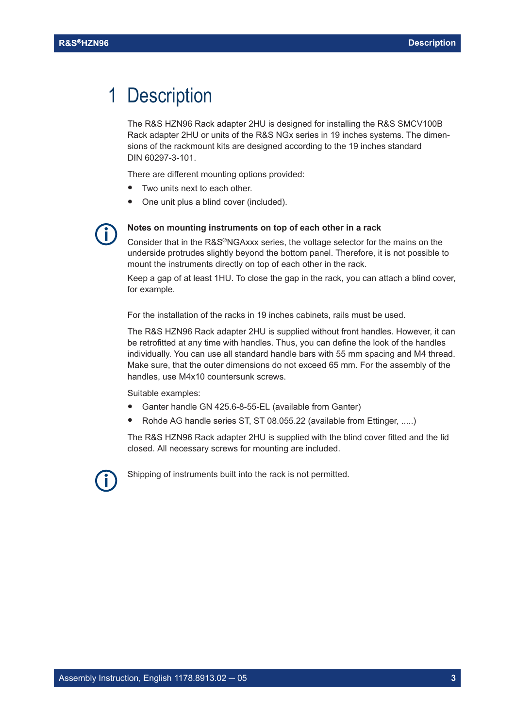# 1 Description

The R&S HZN96 Rack adapter 2HU is designed for installing the R&S SMCV100B Rack adapter 2HU or units of the R&S NGx series in 19 inches systems. The dimensions of the rackmount kits are designed according to the 19 inches standard DIN 60297-3-101.

There are different mounting options provided:

- Two units next to each other.
- One unit plus a blind cover (included).

**Notes on mounting instruments on top of each other in a rack**

Consider that in the R&S®NGAxxx series, the voltage selector for the mains on the underside protrudes slightly beyond the bottom panel. Therefore, it is not possible to mount the instruments directly on top of each other in the rack.

Keep a gap of at least 1HU. To close the gap in the rack, you can attach a blind cover, for example.

For the installation of the racks in 19 inches cabinets, rails must be used.

The R&S HZN96 Rack adapter 2HU is supplied without front handles. However, it can be retrofitted at any time with handles. Thus, you can define the look of the handles individually. You can use all standard handle bars with 55 mm spacing and M4 thread. Make sure, that the outer dimensions do not exceed 65 mm. For the assembly of the handles, use M4x10 countersunk screws.

Suitable examples:

- Ganter handle GN 425.6-8-55-EL (available from Ganter)
- Rohde AG handle series ST, ST 08.055.22 (available from Ettinger, .....)

The R&S HZN96 Rack adapter 2HU is supplied with the blind cover fitted and the lid closed. All necessary screws for mounting are included.

Shipping of instruments built into the rack is not permitted.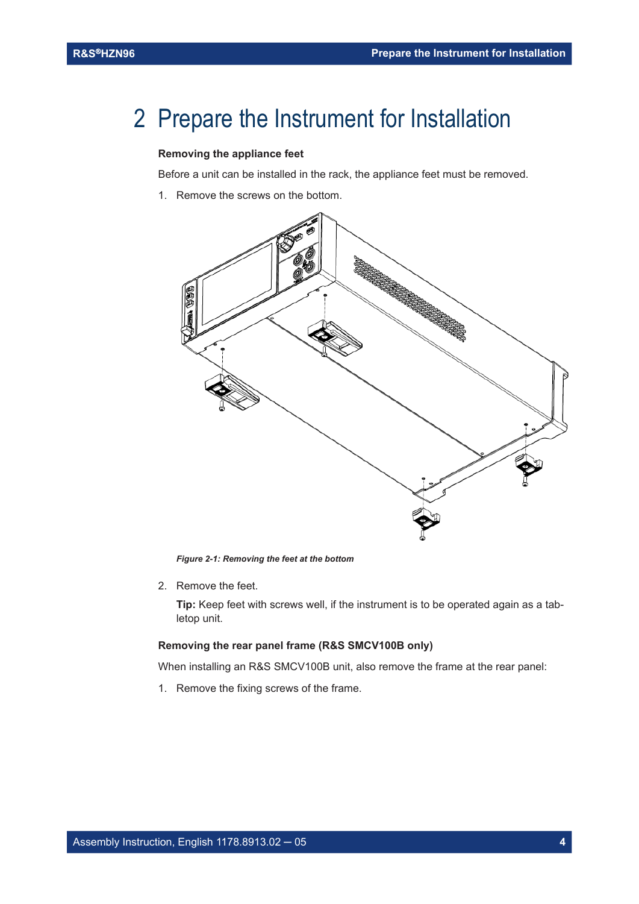# 2 Prepare the Instrument for Installation

**Removing the appliance feet**

Before a unit can be installed in the rack, the appliance feet must be removed.

1. Remove the screws on the bottom.

*Figure 2-1: Removing the feet at the bottom*

2. Remove the feet.

   **Tip:** Keep feet with screws well, if the instrument is to be operated again as a tabletop unit.

**Removing the rear panel frame (R&S SMCV100B only)**

When installing an R&S SMCV100B unit, also remove the frame at the rear panel:

1. Remove the fixing screws of the frame.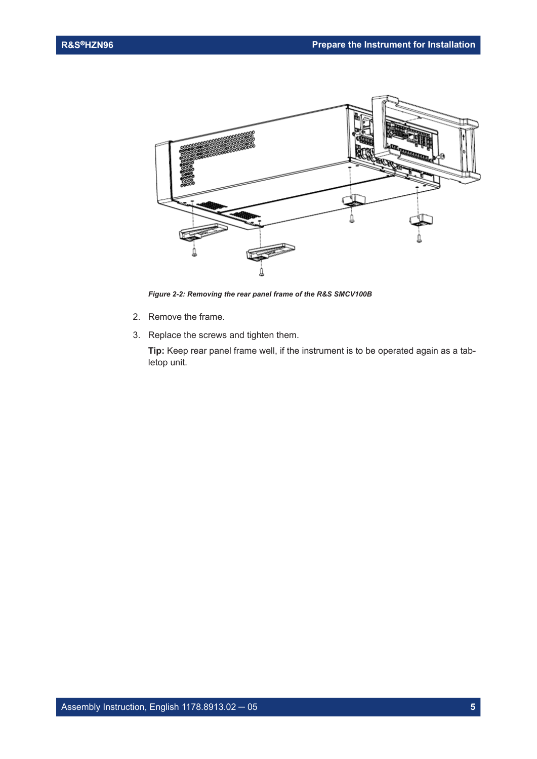*Figure 2-2: Removing the rear panel frame of the R&S SMCV100B*

2. Remove the frame.
3. Replace the screws and tighten them.

   **Tip:** Keep rear panel frame well, if the instrument is to be operated again as a tabletop unit.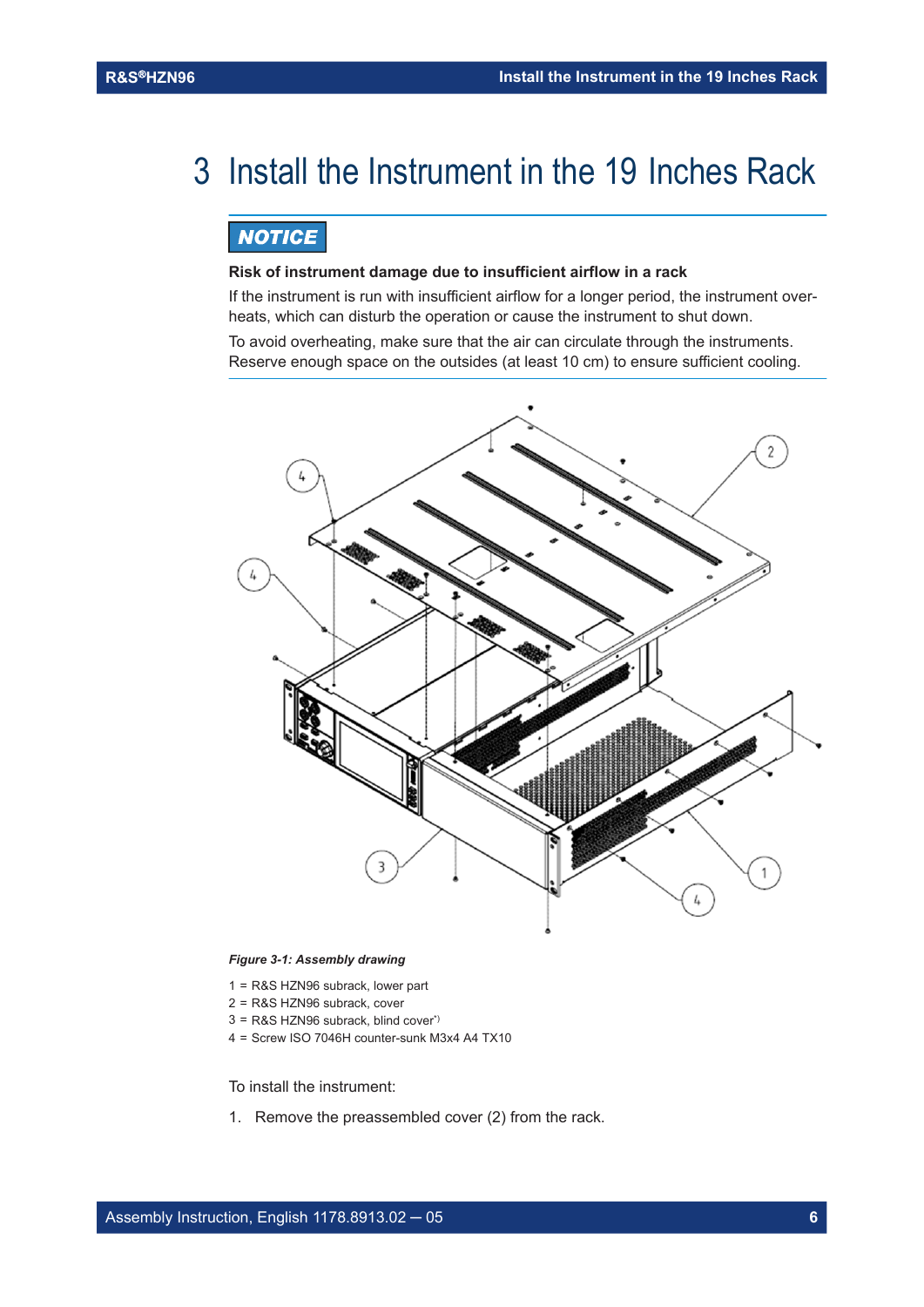# 3 Install the Instrument in the 19 Inches Rack

**NOTICE**

**Risk of instrument damage due to insufficient airflow in a rack**

If the instrument is run with insufficient airflow for a longer period, the instrument overheats, which can disturb the operation or cause the instrument to shut down.

To avoid overheating, make sure that the air can circulate through the instruments. Reserve enough space on the outsides (at least 10 cm) to ensure sufficient cooling.

*Figure 3-1: Assembly drawing*

1 = R&S HZN96 subrack, lower part
2 = R&S HZN96 subrack, cover
3 = R&S HZN96 subrack, blind cover*)
4 = Screw ISO 7046H counter-sunk M3x4 A4 TX10

To install the instrument:

1. Remove the preassembled cover (2) from the rack.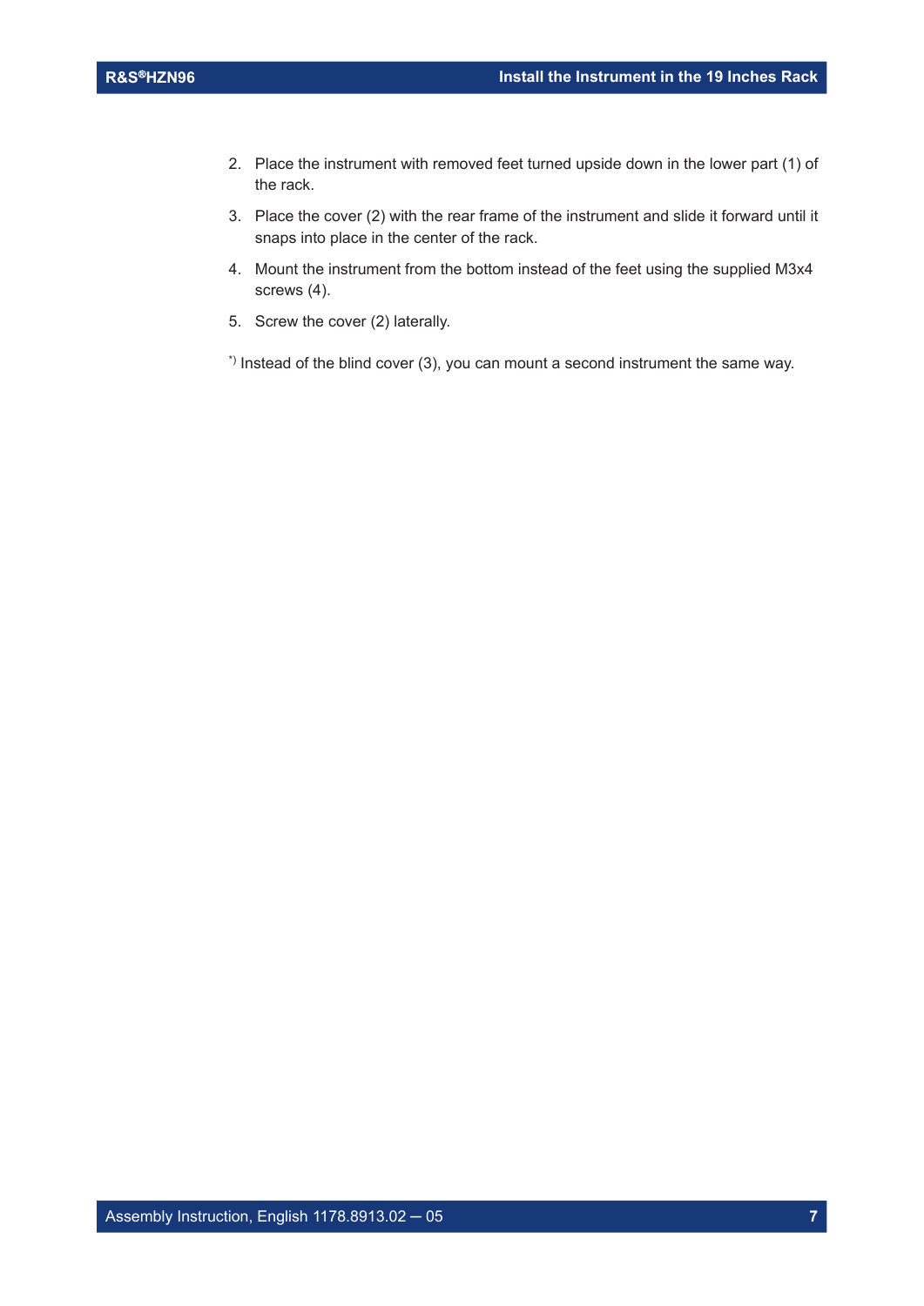2. Place the instrument with removed feet turned upside down in the lower part (1) of the rack.
3. Place the cover (2) with the rear frame of the instrument and slide it forward until it snaps into place in the center of the rack.
4. Mount the instrument from the bottom instead of the feet using the supplied M3x4 screws (4).
5. Screw the cover (2) laterally.

*) Instead of the blind cover (3), you can mount a second instrument the same way.